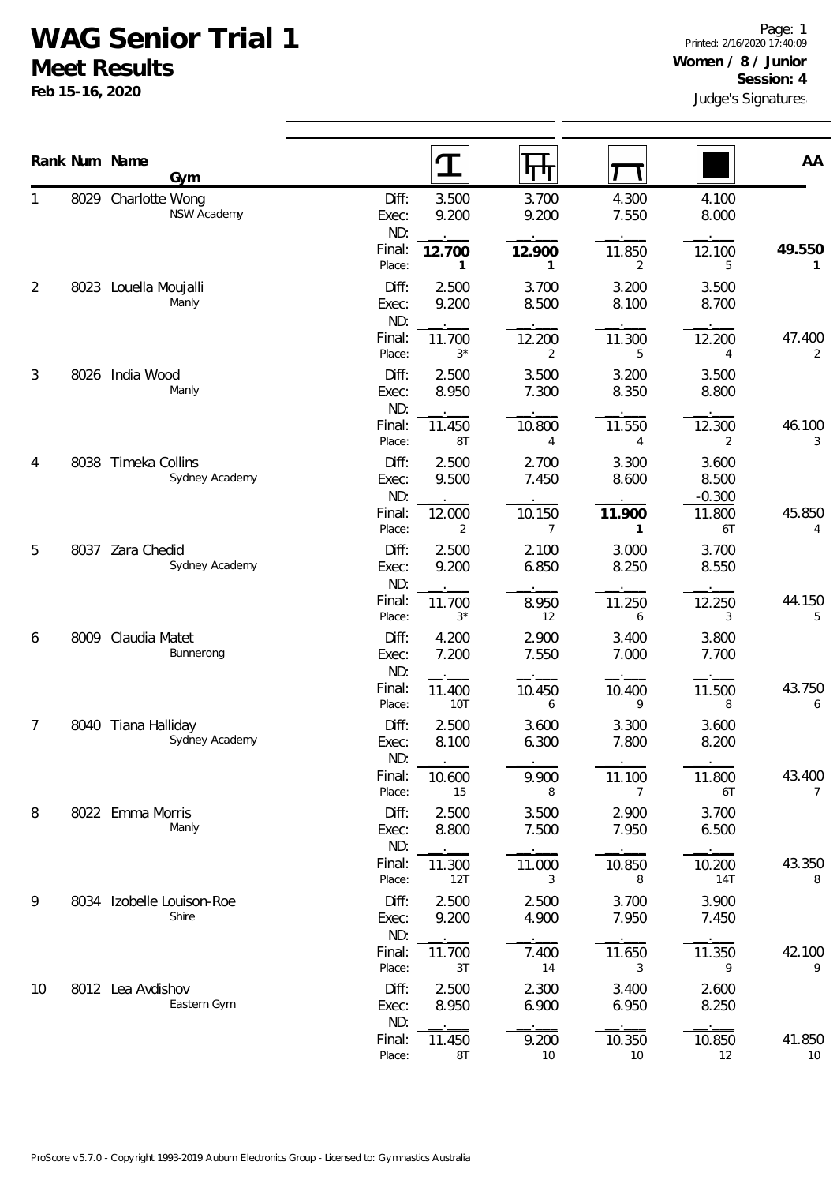# WAG Senior Trial 1

## Meet Results

**Feb 15-16, 2020**

**Women / 8 / Junior**

**Session: 4**

Judge's Signatures

| Rank | Num | Name / Gym | | Vault | Bars | Beam | Floor | AA |
|---|---|---|---|---|---|---|---|---|
| 1 | 8029 | Charlotte Wong<br>NSW Academy | Diff: | 3.500 | 3.700 | 4.300 | 4.100 | |
| | | | Exec: | 9.200 | 9.200 | 7.550 | 8.000 | |
| | | | ND: | | | | | |
| | | | Final: | **12.700** | **12.900** | 11.850 | 12.100 | **49.550** |
| | | | Place: | **1** | **1** | 2 | 5 | **1** |
| 2 | 8023 | Louella Moujalli<br>Manly | Diff: | 2.500 | 3.700 | 3.200 | 3.500 | |
| | | | Exec: | 9.200 | 8.500 | 8.100 | 8.700 | |
| | | | ND: | | | | | |
| | | | Final: | 11.700 | 12.200 | 11.300 | 12.200 | 47.400 |
| | | | Place: | 3* | 2 | 5 | 4 | 2 |
| 3 | 8026 | India Wood<br>Manly | Diff: | 2.500 | 3.500 | 3.200 | 3.500 | |
| | | | Exec: | 8.950 | 7.300 | 8.350 | 8.800 | |
| | | | ND: | | | | | |
| | | | Final: | 11.450 | 10.800 | 11.550 | 12.300 | 46.100 |
| | | | Place: | 8T | 4 | 4 | 2 | 3 |
| 4 | 8038 | Timeka Collins<br>Sydney Academy | Diff: | 2.500 | 2.700 | 3.300 | 3.600 | |
| | | | Exec: | 9.500 | 7.450 | 8.600 | 8.500 | |
| | | | ND: | | | | -0.300 | |
| | | | Final: | 12.000 | 10.150 | **11.900** | 11.800 | 45.850 |
| | | | Place: | 2 | 7 | **1** | 6T | 4 |
| 5 | 8037 | Zara Chedid<br>Sydney Academy | Diff: | 2.500 | 2.100 | 3.000 | 3.700 | |
| | | | Exec: | 9.200 | 6.850 | 8.250 | 8.550 | |
| | | | ND: | | | | | |
| | | | Final: | 11.700 | 8.950 | 11.250 | 12.250 | 44.150 |
| | | | Place: | 3* | 12 | 6 | 3 | 5 |
| 6 | 8009 | Claudia Matet<br>Bunnerong | Diff: | 4.200 | 2.900 | 3.400 | 3.800 | |
| | | | Exec: | 7.200 | 7.550 | 7.000 | 7.700 | |
| | | | ND: | | | | | |
| | | | Final: | 11.400 | 10.450 | 10.400 | 11.500 | 43.750 |
| | | | Place: | 10T | 6 | 9 | 8 | 6 |
| 7 | 8040 | Tiana Halliday<br>Sydney Academy | Diff: | 2.500 | 3.600 | 3.300 | 3.600 | |
| | | | Exec: | 8.100 | 6.300 | 7.800 | 8.200 | |
| | | | ND: | | | | | |
| | | | Final: | 10.600 | 9.900 | 11.100 | 11.800 | 43.400 |
| | | | Place: | 15 | 8 | 7 | 6T | 7 |
| 8 | 8022 | Emma Morris<br>Manly | Diff: | 2.500 | 3.500 | 2.900 | 3.700 | |
| | | | Exec: | 8.800 | 7.500 | 7.950 | 6.500 | |
| | | | ND: | | | | | |
| | | | Final: | 11.300 | 11.000 | 10.850 | 10.200 | 43.350 |
| | | | Place: | 12T | 3 | 8 | 14T | 8 |
| 9 | 8034 | Izobelle Louison-Roe<br>Shire | Diff: | 2.500 | 2.500 | 3.700 | 3.900 | |
| | | | Exec: | 9.200 | 4.900 | 7.950 | 7.450 | |
| | | | ND: | | | | | |
| | | | Final: | 11.700 | 7.400 | 11.650 | 11.350 | 42.100 |
| | | | Place: | 3T | 14 | 3 | 9 | 9 |
| 10 | 8012 | Lea Avdishov<br>Eastern Gym | Diff: | 2.500 | 2.300 | 3.400 | 2.600 | |
| | | | Exec: | 8.950 | 6.900 | 6.950 | 8.250 | |
| | | | ND: | | | | | |
| | | | Final: | 11.450 | 9.200 | 10.350 | 10.850 | 41.850 |
| | | | Place: | 8T | 10 | 10 | 12 | 10 |

ProScore v5.7.0 - Copyright 1993-2019 Auburn Electronics Group - Licensed to: Gymnastics Australia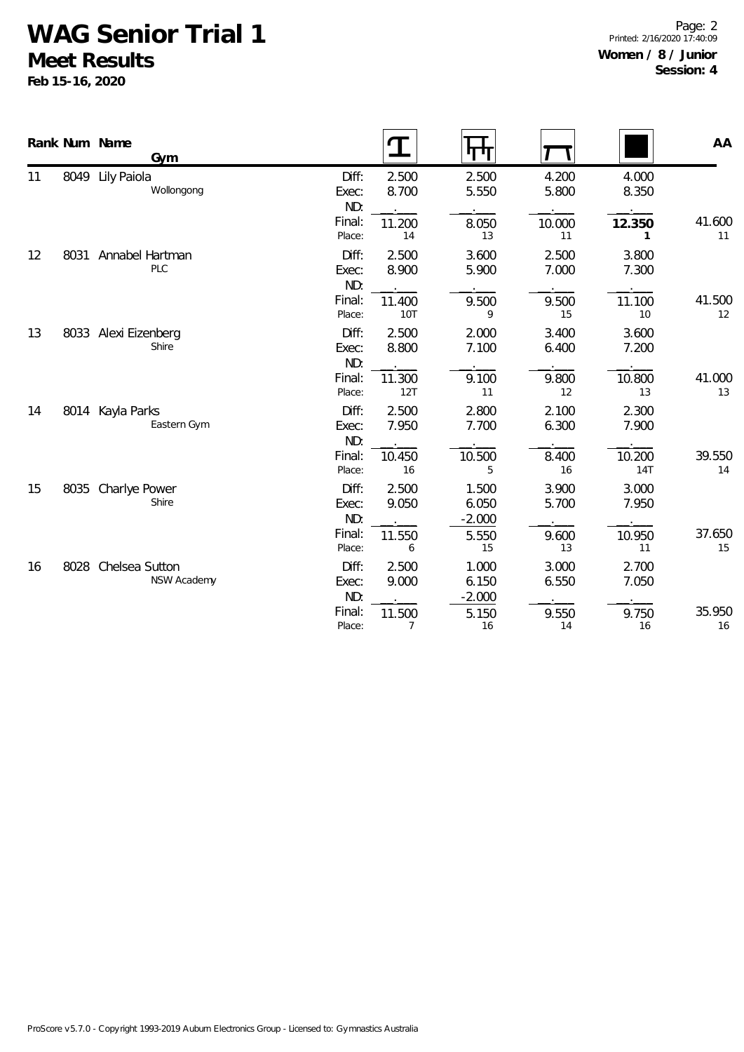# WAG Senior Trial 1

## Meet Results

**Feb 15-16, 2020**

**Women / 8 / Junior**
**Session: 4**

| Rank | Num | Name / Gym | | Vault | Bars | Beam | Floor | AA |
|---|---|---|---|---|---|---|---|---|
| 11 | 8049 | Lily Paiola<br>Wollongong | Diff: | 2.500 | 2.500 | 4.200 | 4.000 | |
| | | | Exec: | 8.700 | 5.550 | 5.800 | 8.350 | |
| | | | ND: | | | | | |
| | | | Final: | 11.200 | 8.050 | 10.000 | **12.350** | 41.600 |
| | | | Place: | 14 | 13 | 11 | **1** | 11 |
| 12 | 8031 | Annabel Hartman<br>PLC | Diff: | 2.500 | 3.600 | 2.500 | 3.800 | |
| | | | Exec: | 8.900 | 5.900 | 7.000 | 7.300 | |
| | | | ND: | | | | | |
| | | | Final: | 11.400 | 9.500 | 9.500 | 11.100 | 41.500 |
| | | | Place: | 10T | 9 | 15 | 10 | 12 |
| 13 | 8033 | Alexi Eizenberg<br>Shire | Diff: | 2.500 | 2.000 | 3.400 | 3.600 | |
| | | | Exec: | 8.800 | 7.100 | 6.400 | 7.200 | |
| | | | ND: | | | | | |
| | | | Final: | 11.300 | 9.100 | 9.800 | 10.800 | 41.000 |
| | | | Place: | 12T | 11 | 12 | 13 | 13 |
| 14 | 8014 | Kayla Parks<br>Eastern Gym | Diff: | 2.500 | 2.800 | 2.100 | 2.300 | |
| | | | Exec: | 7.950 | 7.700 | 6.300 | 7.900 | |
| | | | ND: | | | | | |
| | | | Final: | 10.450 | 10.500 | 8.400 | 10.200 | 39.550 |
| | | | Place: | 16 | 5 | 16 | 14T | 14 |
| 15 | 8035 | Charlye Power<br>Shire | Diff: | 2.500 | 1.500 | 3.900 | 3.000 | |
| | | | Exec: | 9.050 | 6.050 | 5.700 | 7.950 | |
| | | | ND: | | -2.000 | | | |
| | | | Final: | 11.550 | 5.550 | 9.600 | 10.950 | 37.650 |
| | | | Place: | 6 | 15 | 13 | 11 | 15 |
| 16 | 8028 | Chelsea Sutton<br>NSW Academy | Diff: | 2.500 | 1.000 | 3.000 | 2.700 | |
| | | | Exec: | 9.000 | 6.150 | 6.550 | 7.050 | |
| | | | ND: | | -2.000 | | | |
| | | | Final: | 11.500 | 5.150 | 9.550 | 9.750 | 35.950 |
| | | | Place: | 7 | 16 | 14 | 16 | 16 |

ProScore v5.7.0 - Copyright 1993-2019 Auburn Electronics Group - Licensed to: Gymnastics Australia